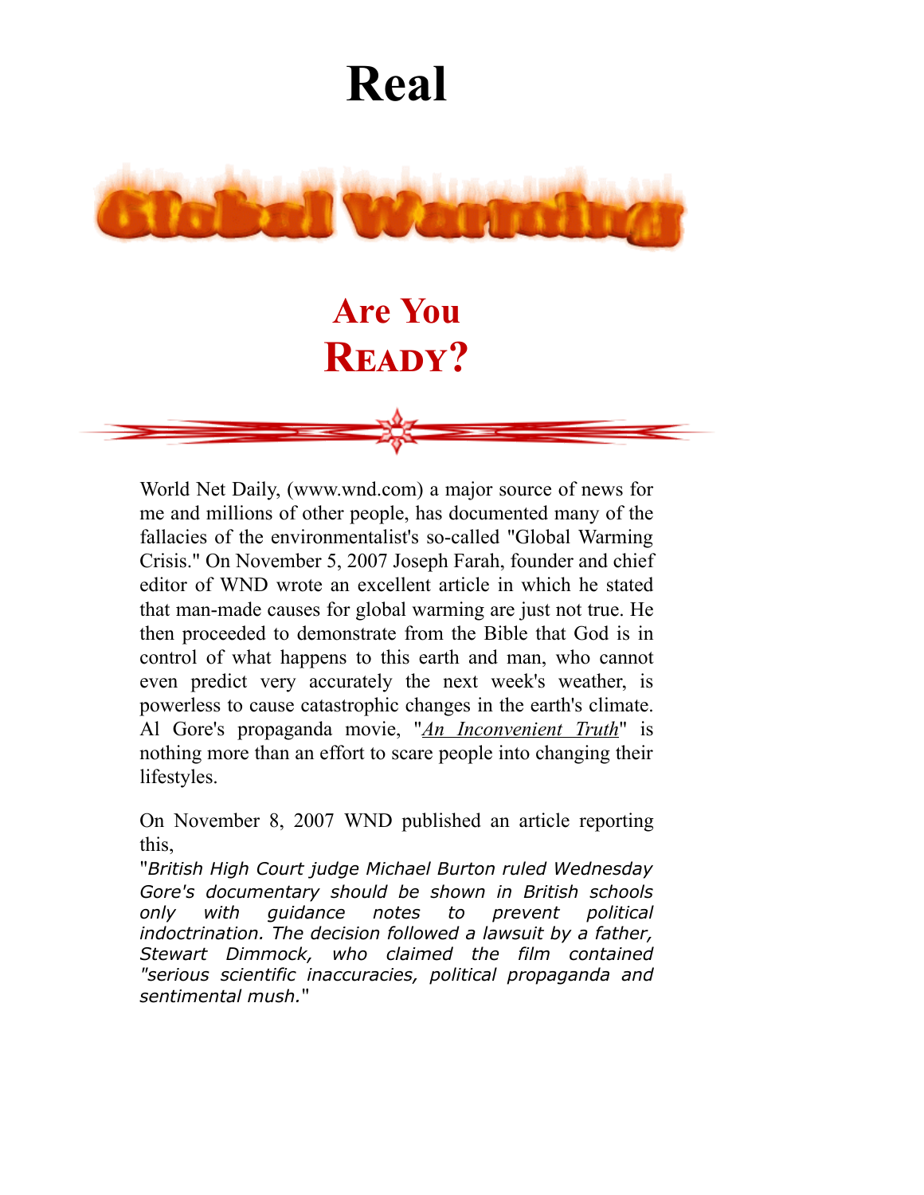# Real

# Global Warming

## Are You READY?

World Net Daily, (www.wnd.com) a major source of news for me and millions of other people, has documented many of the fallacies of the environmentalist's so-called "Global Warming Crisis." On November 5, 2007 Joseph Farah, founder and chief editor of WND wrote an excellent article in which he stated that man-made causes for global warming are just not true. He then proceeded to demonstrate from the Bible that God is in control of what happens to this earth and man, who cannot even predict very accurately the next week's weather, is powerless to cause catastrophic changes in the earth's climate. Al Gore's propaganda movie, "*An Inconvenient Truth*" is nothing more than an effort to scare people into changing their lifestyles.

On November 8, 2007 WND published an article reporting this,
"*British High Court judge Michael Burton ruled Wednesday Gore's documentary should be shown in British schools only with guidance notes to prevent political indoctrination. The decision followed a lawsuit by a father, Stewart Dimmock, who claimed the film contained "serious scientific inaccuracies, political propaganda and sentimental mush.*"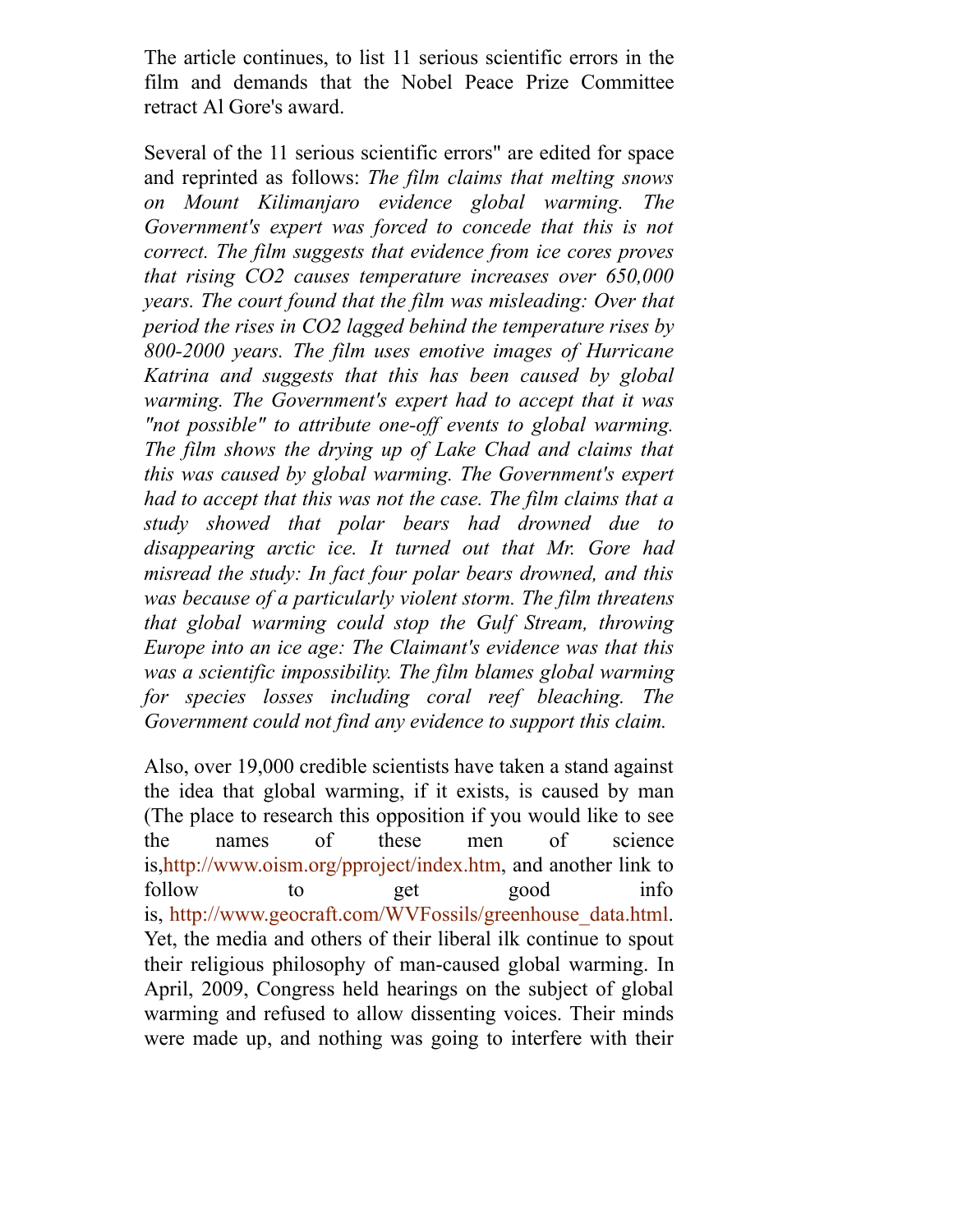The article continues, to list 11 serious scientific errors in the film and demands that the Nobel Peace Prize Committee retract Al Gore's award.

Several of the 11 serious scientific errors" are edited for space and reprinted as follows: *The film claims that melting snows on Mount Kilimanjaro evidence global warming. The Government's expert was forced to concede that this is not correct. The film suggests that evidence from ice cores proves that rising CO2 causes temperature increases over 650,000 years. The court found that the film was misleading: Over that period the rises in CO2 lagged behind the temperature rises by 800-2000 years. The film uses emotive images of Hurricane Katrina and suggests that this has been caused by global warming. The Government's expert had to accept that it was "not possible" to attribute one-off events to global warming. The film shows the drying up of Lake Chad and claims that this was caused by global warming. The Government's expert had to accept that this was not the case. The film claims that a study showed that polar bears had drowned due to disappearing arctic ice. It turned out that Mr. Gore had misread the study: In fact four polar bears drowned, and this was because of a particularly violent storm. The film threatens that global warming could stop the Gulf Stream, throwing Europe into an ice age: The Claimant's evidence was that this was a scientific impossibility. The film blames global warming for species losses including coral reef bleaching. The Government could not find any evidence to support this claim.*

Also, over 19,000 credible scientists have taken a stand against the idea that global warming, if it exists, is caused by man (The place to research this opposition if you would like to see the names of these men of science is,http://www.oism.org/pproject/index.htm, and another link to follow to get good info is, http://www.geocraft.com/WVFossils/greenhouse_data.html. Yet, the media and others of their liberal ilk continue to spout their religious philosophy of man-caused global warming. In April, 2009, Congress held hearings on the subject of global warming and refused to allow dissenting voices. Their minds were made up, and nothing was going to interfere with their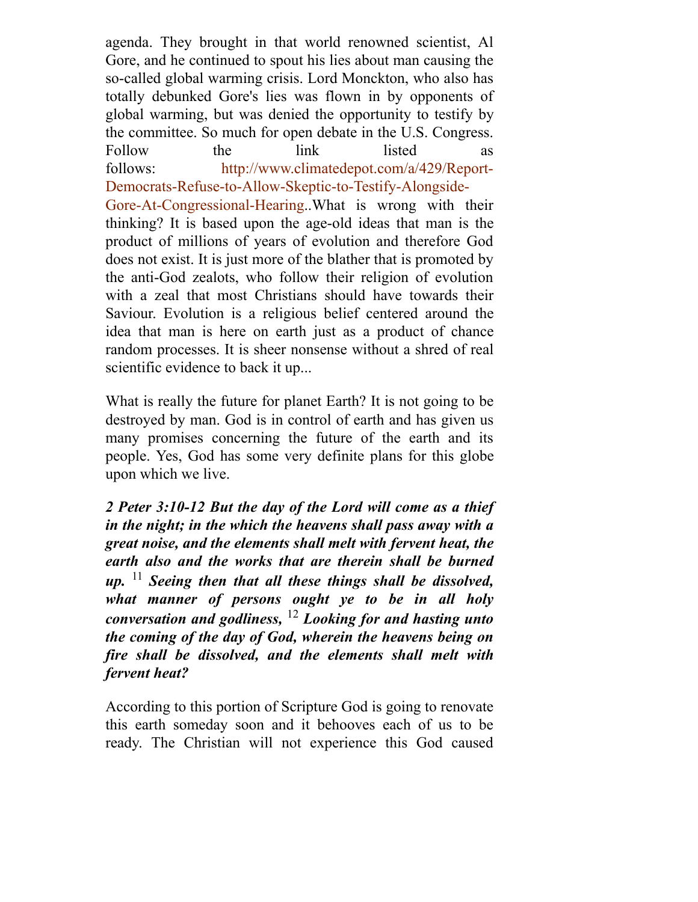agenda. They brought in that world renowned scientist, Al Gore, and he continued to spout his lies about man causing the so-called global warming crisis. Lord Monckton, who also has totally debunked Gore's lies was flown in by opponents of global warming, but was denied the opportunity to testify by the committee. So much for open debate in the U.S. Congress. Follow the link listed as follows: http://www.climatedepot.com/a/429/Report-Democrats-Refuse-to-Allow-Skeptic-to-Testify-Alongside-Gore-At-Congressional-Hearing..What is wrong with their thinking? It is based upon the age-old ideas that man is the product of millions of years of evolution and therefore God does not exist. It is just more of the blather that is promoted by the anti-God zealots, who follow their religion of evolution with a zeal that most Christians should have towards their Saviour. Evolution is a religious belief centered around the idea that man is here on earth just as a product of chance random processes. It is sheer nonsense without a shred of real scientific evidence to back it up...

What is really the future for planet Earth? It is not going to be destroyed by man. God is in control of earth and has given us many promises concerning the future of the earth and its people. Yes, God has some very definite plans for this globe upon which we live.

***2 Peter 3:10-12 But the day of the Lord will come as a thief in the night; in the which the heavens shall pass away with a great noise, and the elements shall melt with fervent heat, the earth also and the works that are therein shall be burned up.*** [11] ***Seeing then that all these things shall be dissolved, what manner of persons ought ye to be in all holy conversation and godliness,*** [12] ***Looking for and hasting unto the coming of the day of God, wherein the heavens being on fire shall be dissolved, and the elements shall melt with fervent heat?***

According to this portion of Scripture God is going to renovate this earth someday soon and it behooves each of us to be ready. The Christian will not experience this God caused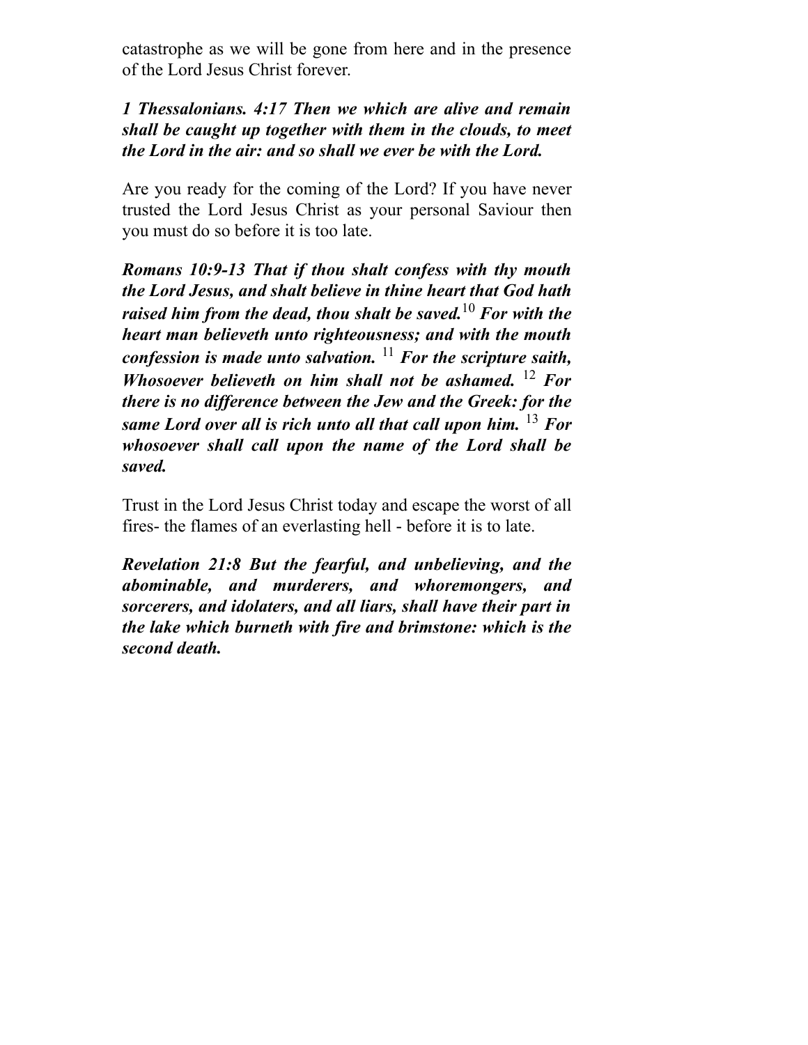catastrophe as we will be gone from here and in the presence of the Lord Jesus Christ forever.

***1 Thessalonians. 4:17 Then we which are alive and remain shall be caught up together with them in the clouds, to meet the Lord in the air: and so shall we ever be with the Lord.***

Are you ready for the coming of the Lord? If you have never trusted the Lord Jesus Christ as your personal Saviour then you must do so before it is too late.

***Romans 10:9-13 That if thou shalt confess with thy mouth the Lord Jesus, and shalt believe in thine heart that God hath raised him from the dead, thou shalt be saved.***[10] ***For with the heart man believeth unto righteousness; and with the mouth confession is made unto salvation.*** [11] ***For the scripture saith, Whosoever believeth on him shall not be ashamed.*** [12] ***For there is no difference between the Jew and the Greek: for the same Lord over all is rich unto all that call upon him.*** [13] ***For whosoever shall call upon the name of the Lord shall be saved.***

Trust in the Lord Jesus Christ today and escape the worst of all fires- the flames of an everlasting hell - before it is to late.

***Revelation 21:8 But the fearful, and unbelieving, and the abominable, and murderers, and whoremongers, and sorcerers, and idolaters, and all liars, shall have their part in the lake which burneth with fire and brimstone: which is the second death.***